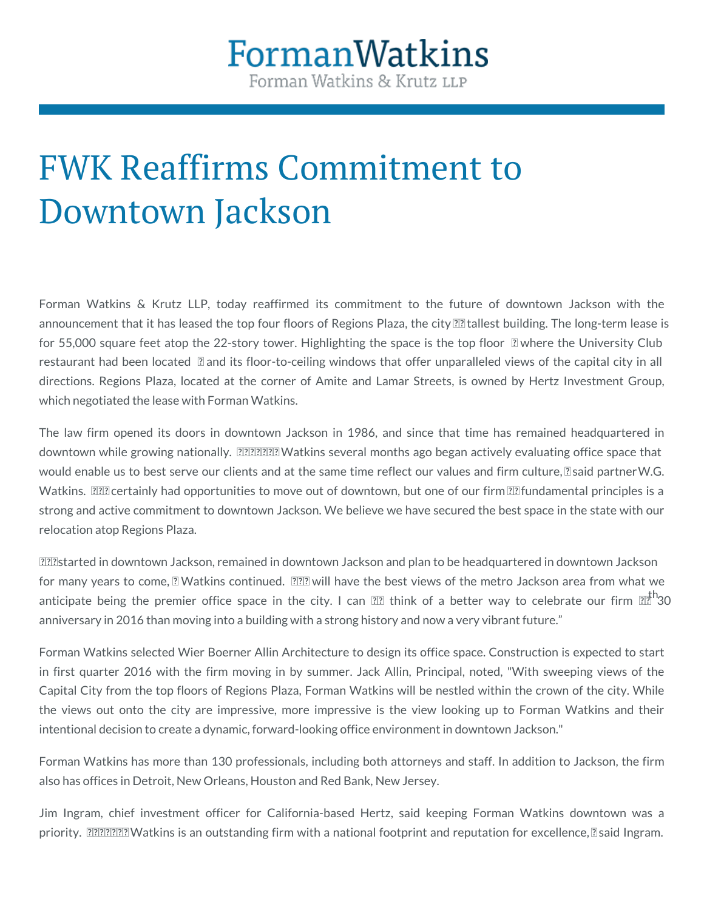FormanWatkins
Forman Watkins & Krutz LLP

# FWK Reaffirms Commitment to Downtown Jackson

Forman Watkins & Krutz LLP, today reaffirmed its commitment to the future of downtown Jackson with the announcement that it has leased the top four floors of Regions Plaza, the city's tallest building. The long-term lease is for 55,000 square feet atop the 22-story tower. Highlighting the space is the top floor — where the University Club restaurant had been located — and its floor-to-ceiling windows that offer unparalleled views of the capital city in all directions. Regions Plaza, located at the corner of Amite and Lamar Streets, is owned by Hertz Investment Group, which negotiated the lease with Forman Watkins.

The law firm opened its doors in downtown Jackson in 1986, and since that time has remained headquartered in downtown while growing nationally. "Forman Watkins several months ago began actively evaluating office space that would enable us to best serve our clients and at the same time reflect our values and firm culture," said partner W.G. Watkins. "We certainly had opportunities to move out of downtown, but one of our firm's fundamental principles is a strong and active commitment to downtown Jackson. We believe we have secured the best space in the state with our relocation atop Regions Plaza.

"We started in downtown Jackson, remained in downtown Jackson and plan to be headquartered in downtown Jackson for many years to come," Watkins continued. "We will have the best views of the metro Jackson area from what we anticipate being the premier office space in the city. I can't think of a better way to celebrate our firm's 30th anniversary in 2016 than moving into a building with a strong history and now a very vibrant future."

Forman Watkins selected Wier Boerner Allin Architecture to design its office space. Construction is expected to start in first quarter 2016 with the firm moving in by summer. Jack Allin, Principal, noted, "With sweeping views of the Capital City from the top floors of Regions Plaza, Forman Watkins will be nestled within the crown of the city. While the views out onto the city are impressive, more impressive is the view looking up to Forman Watkins and their intentional decision to create a dynamic, forward-looking office environment in downtown Jackson."

Forman Watkins has more than 130 professionals, including both attorneys and staff. In addition to Jackson, the firm also has offices in Detroit, New Orleans, Houston and Red Bank, New Jersey.

Jim Ingram, chief investment officer for California-based Hertz, said keeping Forman Watkins downtown was a priority. "Forman Watkins is an outstanding firm with a national footprint and reputation for excellence," said Ingram.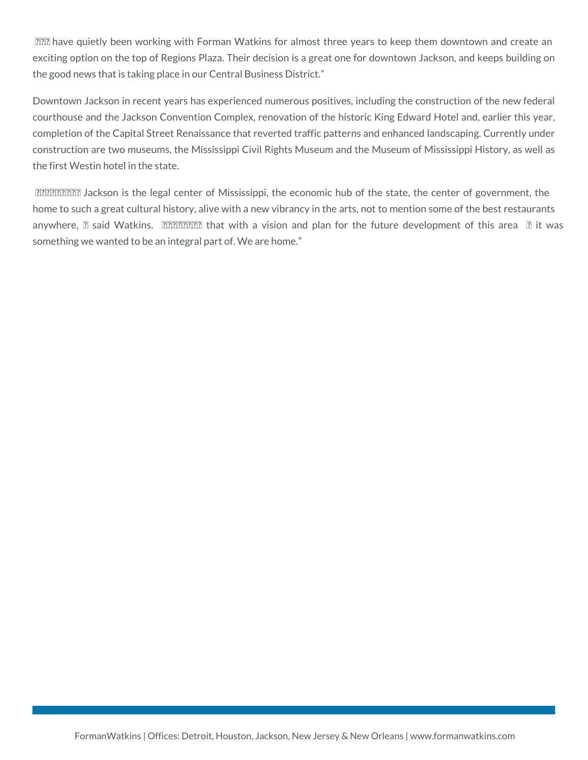��� have quietly been working with Forman Watkins for almost three years to keep them downtown and create an exciting option on the top of Regions Plaza. Their decision is a great one for downtown Jackson, and keeps building on the good news that is taking place in our Central Business District."

Downtown Jackson in recent years has experienced numerous positives, including the construction of the new federal courthouse and the Jackson Convention Complex, renovation of the historic King Edward Hotel and, earlier this year, completion of the Capital Street Renaissance that reverted traffic patterns and enhanced landscaping. Currently under construction are two museums, the Mississippi Civil Rights Museum and the Museum of Mississippi History, as well as the first Westin hotel in the state.

���������� Jackson is the legal center of Mississippi, the economic hub of the state, the center of government, the home to such a great cultural history, alive with a new vibrancy in the arts, not to mention some of the best restaurants anywhere, � said Watkins. ��������� that with a vision and plan for the future development of this area � it was something we wanted to be an integral part of. We are home."